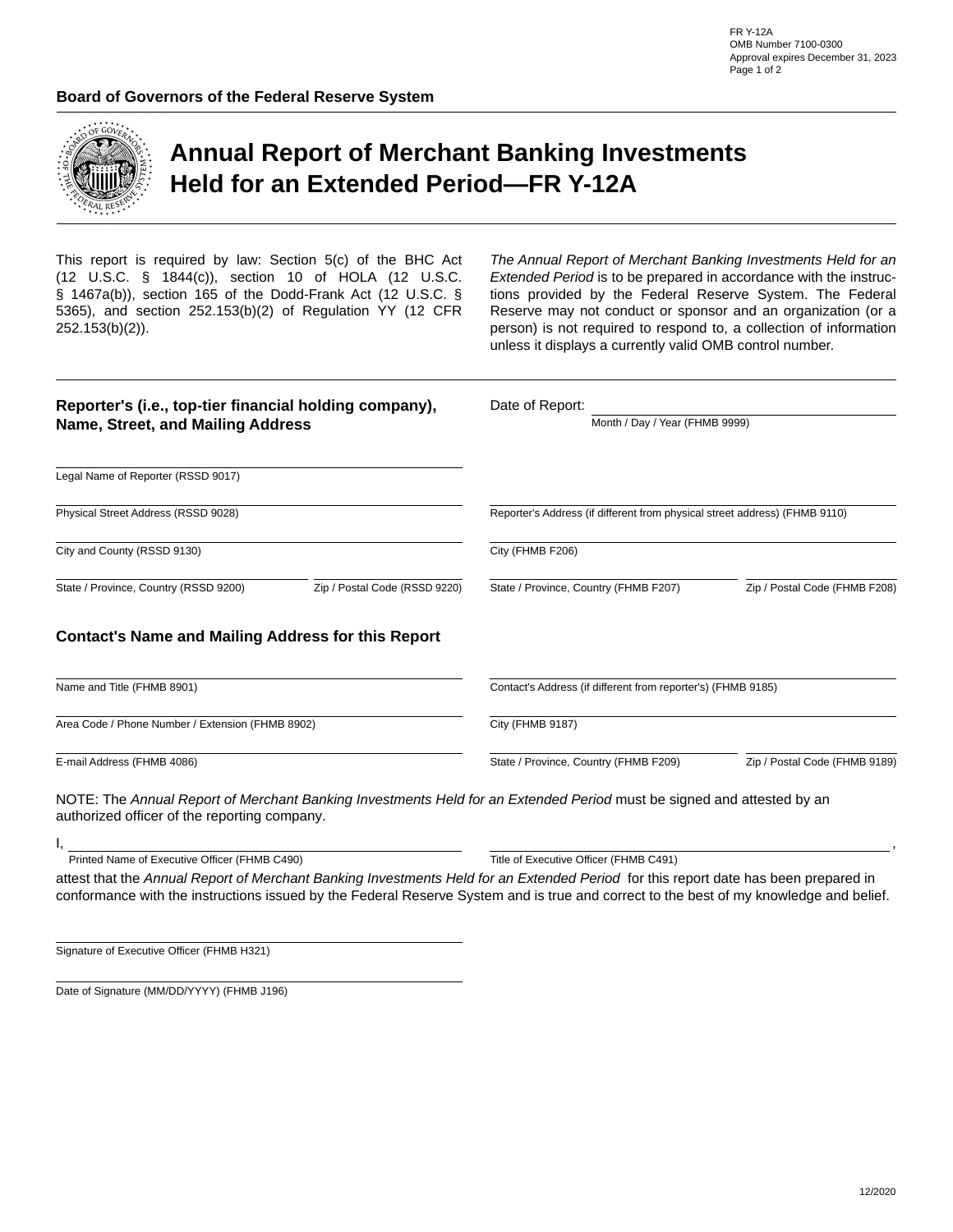FR Y-12A
OMB Number 7100-0300
Approval expires December 31, 2023

**Board of Governors of the Federal Reserve System**

# Annual Report of Merchant Banking Investments Held for an Extended Period—FR Y-12A

This report is required by law: Section 5(c) of the BHC Act (12 U.S.C. § 1844(c)), section 10 of HOLA (12 U.S.C. § 1467a(b)), section 165 of the Dodd-Frank Act (12 U.S.C. § 5365), and section 252.153(b)(2) of Regulation YY (12 CFR 252.153(b)(2)).

*The Annual Report of Merchant Banking Investments Held for an Extended Period* is to be prepared in accordance with the instructions provided by the Federal Reserve System. The Federal Reserve may not conduct or sponsor and an organization (or a person) is not required to respond to, a collection of information unless it displays a currently valid OMB control number.

## Reporter's (i.e., top-tier financial holding company), Name, Street, and Mailing Address

Date of Report: ______________________
Month / Day / Year (FHMB 9999)

______________________
Legal Name of Reporter (RSSD 9017)

______________________
Physical Street Address (RSSD 9028)

______________________
City and County (RSSD 9130)

______________________ ______________________
State / Province, Country (RSSD 9200) Zip / Postal Code (RSSD 9220)

______________________
Reporter's Address (if different from physical street address) (FHMB 9110)

______________________
City (FHMB F206)

______________________ ______________________
State / Province, Country (FHMB F207) Zip / Postal Code (FHMB F208)

## Contact's Name and Mailing Address for this Report

______________________
Name and Title (FHMB 8901)

______________________
Area Code / Phone Number / Extension (FHMB 8902)

______________________
E-mail Address (FHMB 4086)

______________________
Contact's Address (if different from reporter's) (FHMB 9185)

______________________
City (FHMB 9187)

______________________ ______________________
State / Province, Country (FHMB F209) Zip / Postal Code (FHMB 9189)

NOTE: The *Annual Report of Merchant Banking Investments Held for an Extended Period* must be signed and attested by an authorized officer of the reporting company.

I, ______________________ , ______________________ ,
Printed Name of Executive Officer (FHMB C490) Title of Executive Officer (FHMB C491)

attest that the *Annual Report of Merchant Banking Investments Held for an Extended Period* for this report date has been prepared in conformance with the instructions issued by the Federal Reserve System and is true and correct to the best of my knowledge and belief.

______________________
Signature of Executive Officer (FHMB H321)

______________________
Date of Signature (MM/DD/YYYY) (FHMB J196)

12/2020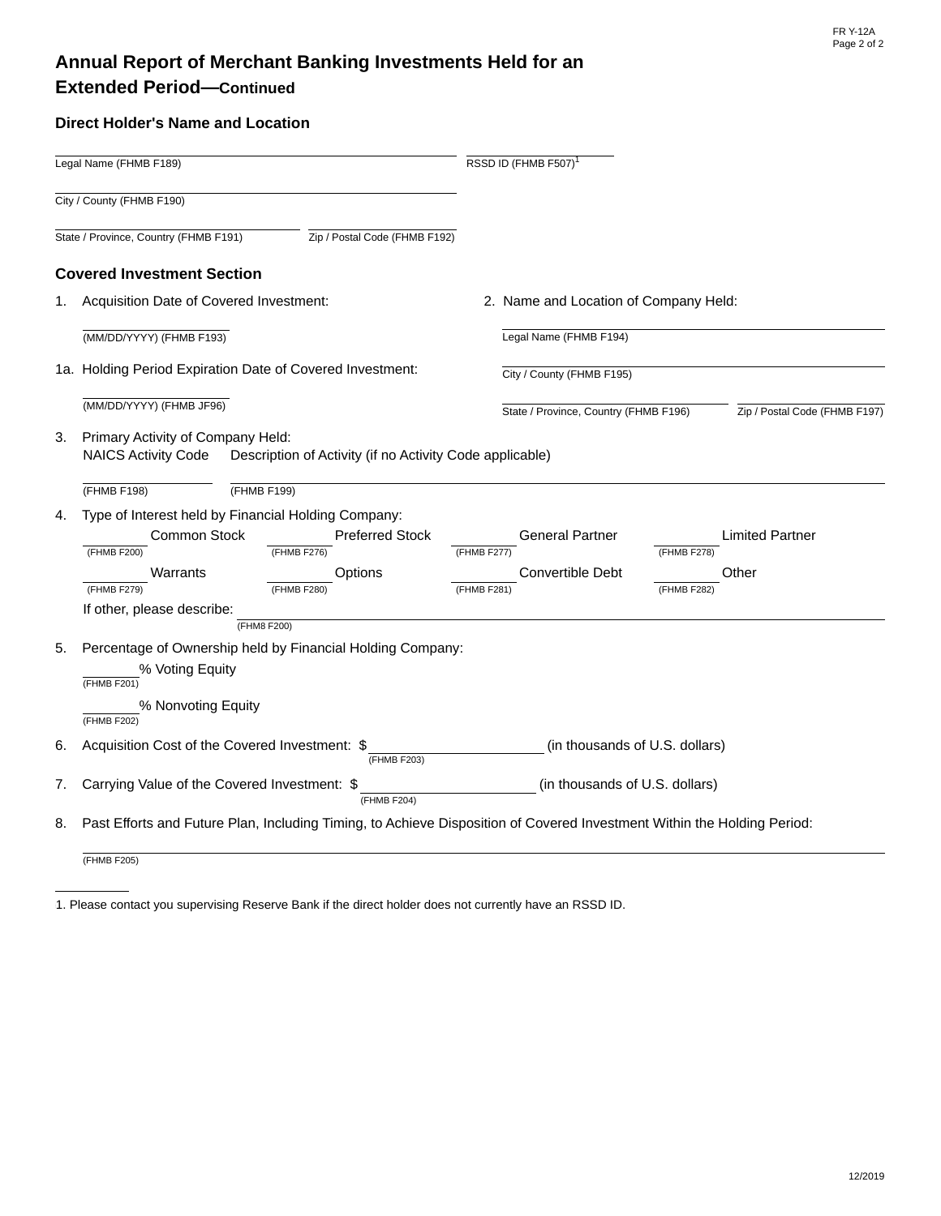# Annual Report of Merchant Banking Investments Held for an Extended Period—Continued

## Direct Holder's Name and Location

Legal Name (FHMB F189)

RSSD ID (FHMB F507)[1]

City / County (FHMB F190)

State / Province, Country (FHMB F191)

Zip / Postal Code (FHMB F192)

## Covered Investment Section

1. Acquisition Date of Covered Investment:

(MM/DD/YYYY) (FHMB F193)

1a. Holding Period Expiration Date of Covered Investment:

(MM/DD/YYYY) (FHMB JF96)

2. Name and Location of Company Held:

Legal Name (FHMB F194)

City / County (FHMB F195)

State / Province, Country (FHMB F196)

Zip / Postal Code (FHMB F197)

3. Primary Activity of Company Held:

NAICS Activity Code (FHMB F198)

Description of Activity (if no Activity Code applicable) (FHMB F199)

4. Type of Interest held by Financial Holding Company:

______ Common Stock (FHMB F200)

______ Preferred Stock (FHMB F276)

______ General Partner (FHMB F277)

______ Limited Partner (FHMB F278)

______ Warrants (FHMB F279)

______ Options (FHMB F280)

______ Convertible Debt (FHMB F281)

______ Other (FHMB F282)

If other, please describe: (FHM8 F200)

5. Percentage of Ownership held by Financial Holding Company:

______% Voting Equity (FHMB F201)

______% Nonvoting Equity (FHMB F202)

6. Acquisition Cost of the Covered Investment: $______ (FHMB F203) (in thousands of U.S. dollars)

7. Carrying Value of the Covered Investment: $______ (FHMB F204) (in thousands of U.S. dollars)

8. Past Efforts and Future Plan, Including Timing, to Achieve Disposition of Covered Investment Within the Holding Period:

(FHMB F205)

---

1. Please contact you supervising Reserve Bank if the direct holder does not currently have an RSSD ID.

12/2019